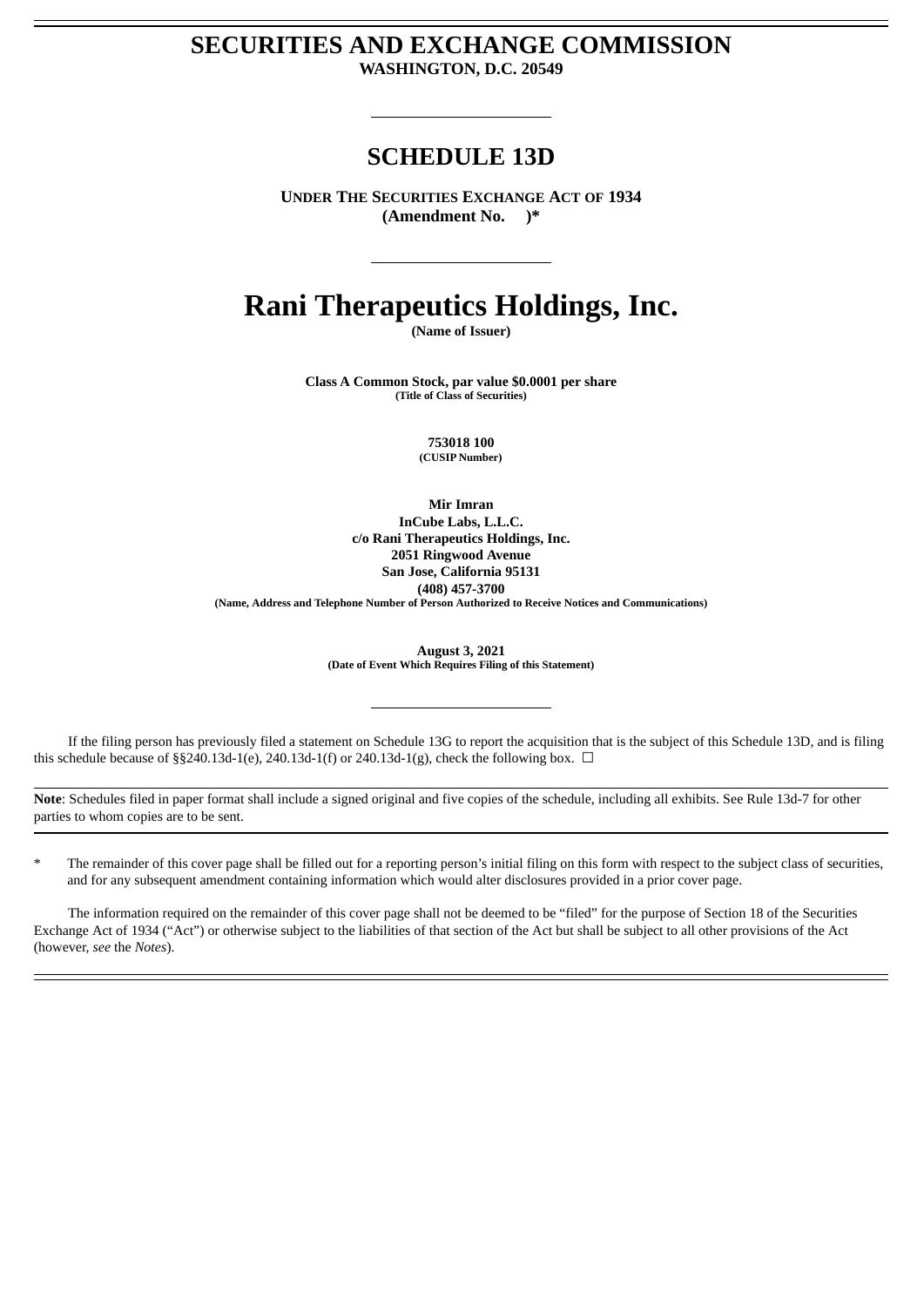# SECURITIES AND EXCHANGE COMMISSION

**WASHINGTON, D.C. 20549**

## SCHEDULE 13D

**UNDER THE SECURITIES EXCHANGE ACT OF 1934**
**(Amendment No. )***

# Rani Therapeutics Holdings, Inc.

**(Name of Issuer)**

**Class A Common Stock, par value $0.0001 per share**
**(Title of Class of Securities)**

**753018 100**
**(CUSIP Number)**

**Mir Imran**
**InCube Labs, L.L.C.**
**c/o Rani Therapeutics Holdings, Inc.**
**2051 Ringwood Avenue**
**San Jose, California 95131**
**(408) 457-3700**
**(Name, Address and Telephone Number of Person Authorized to Receive Notices and Communications)**

**August 3, 2021**
**(Date of Event Which Requires Filing of this Statement)**

If the filing person has previously filed a statement on Schedule 13G to report the acquisition that is the subject of this Schedule 13D, and is filing this schedule because of §§240.13d-1(e), 240.13d-1(f) or 240.13d-1(g), check the following box. ☐

**Note**: Schedules filed in paper format shall include a signed original and five copies of the schedule, including all exhibits. See Rule 13d-7 for other parties to whom copies are to be sent.

* The remainder of this cover page shall be filled out for a reporting person's initial filing on this form with respect to the subject class of securities, and for any subsequent amendment containing information which would alter disclosures provided in a prior cover page.

The information required on the remainder of this cover page shall not be deemed to be "filed" for the purpose of Section 18 of the Securities Exchange Act of 1934 ("Act") or otherwise subject to the liabilities of that section of the Act but shall be subject to all other provisions of the Act (however, *see* the *Notes*).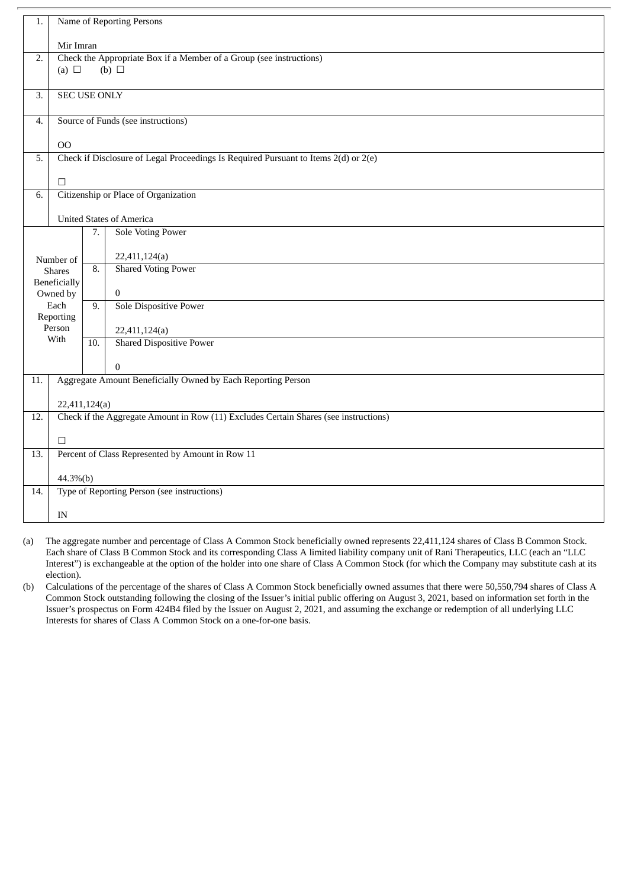| | | | |
|---|---|---|---|
| 1. | Name of Reporting Persons<br><br>Mir Imran | | |
| 2. | Check the Appropriate Box if a Member of a Group (see instructions)<br>(a) ☐ (b) ☐ | | |
| 3. | SEC USE ONLY | | |
| 4. | Source of Funds (see instructions)<br><br>OO | | |
| 5. | Check if Disclosure of Legal Proceedings Is Required Pursuant to Items 2(d) or 2(e)<br><br>☐ | | |
| 6. | Citizenship or Place of Organization<br><br>United States of America | | |
| Number of Shares Beneficially Owned by Each Reporting Person With | | 7. | Sole Voting Power<br><br>22,411,124(a) |
| | | 8. | Shared Voting Power<br><br>0 |
| | | 9. | Sole Dispositive Power<br><br>22,411,124(a) |
| | | 10. | Shared Dispositive Power<br><br>0 |
| 11. | Aggregate Amount Beneficially Owned by Each Reporting Person<br><br>22,411,124(a) | | |
| 12. | Check if the Aggregate Amount in Row (11) Excludes Certain Shares (see instructions)<br><br>☐ | | |
| 13. | Percent of Class Represented by Amount in Row 11<br><br>44.3%(b) | | |
| 14. | Type of Reporting Person (see instructions)<br><br>IN | | |

(a) The aggregate number and percentage of Class A Common Stock beneficially owned represents 22,411,124 shares of Class B Common Stock. Each share of Class B Common Stock and its corresponding Class A limited liability company unit of Rani Therapeutics, LLC (each an "LLC Interest") is exchangeable at the option of the holder into one share of Class A Common Stock (for which the Company may substitute cash at its election).

(b) Calculations of the percentage of the shares of Class A Common Stock beneficially owned assumes that there were 50,550,794 shares of Class A Common Stock outstanding following the closing of the Issuer's initial public offering on August 3, 2021, based on information set forth in the Issuer's prospectus on Form 424B4 filed by the Issuer on August 2, 2021, and assuming the exchange or redemption of all underlying LLC Interests for shares of Class A Common Stock on a one-for-one basis.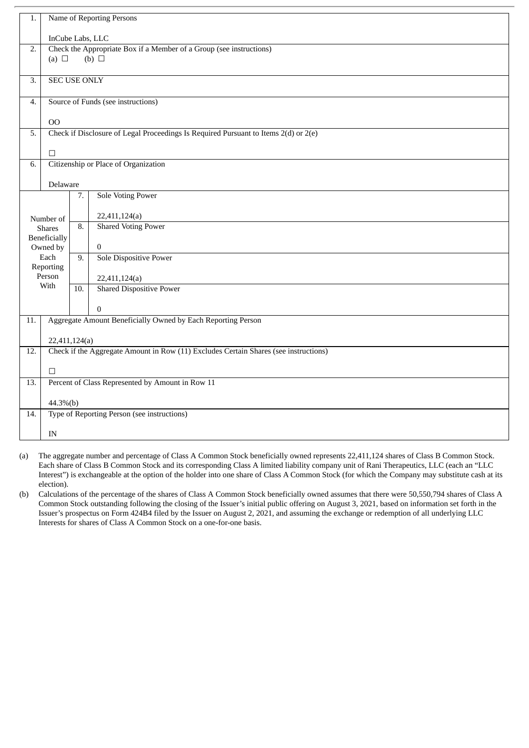| 1. | Name of Reporting Persons<br><br>InCube Labs, LLC | | |
|---|---|---|---|
| 2. | Check the Appropriate Box if a Member of a Group (see instructions)<br>(a) ☐ (b) ☐ | | |
| 3. | SEC USE ONLY | | |
| 4. | Source of Funds (see instructions)<br><br>OO | | |
| 5. | Check if Disclosure of Legal Proceedings Is Required Pursuant to Items 2(d) or 2(e)<br><br>☐ | | |
| 6. | Citizenship or Place of Organization<br><br>Delaware | | |
| Number of Shares Beneficially Owned by Each Reporting Person With | 7. | Sole Voting Power<br><br>22,411,124(a) | |
| | 8. | Shared Voting Power<br><br>0 | |
| | 9. | Sole Dispositive Power<br><br>22,411,124(a) | |
| | 10. | Shared Dispositive Power<br><br>0 | |
| 11. | Aggregate Amount Beneficially Owned by Each Reporting Person<br><br>22,411,124(a) | | |
| 12. | Check if the Aggregate Amount in Row (11) Excludes Certain Shares (see instructions)<br><br>☐ | | |
| 13. | Percent of Class Represented by Amount in Row 11<br><br>44.3%(b) | | |
| 14. | Type of Reporting Person (see instructions)<br><br>IN | | |

(a) The aggregate number and percentage of Class A Common Stock beneficially owned represents 22,411,124 shares of Class B Common Stock. Each share of Class B Common Stock and its corresponding Class A limited liability company unit of Rani Therapeutics, LLC (each an "LLC Interest") is exchangeable at the option of the holder into one share of Class A Common Stock (for which the Company may substitute cash at its election).

(b) Calculations of the percentage of the shares of Class A Common Stock beneficially owned assumes that there were 50,550,794 shares of Class A Common Stock outstanding following the closing of the Issuer's initial public offering on August 3, 2021, based on information set forth in the Issuer's prospectus on Form 424B4 filed by the Issuer on August 2, 2021, and assuming the exchange or redemption of all underlying LLC Interests for shares of Class A Common Stock on a one-for-one basis.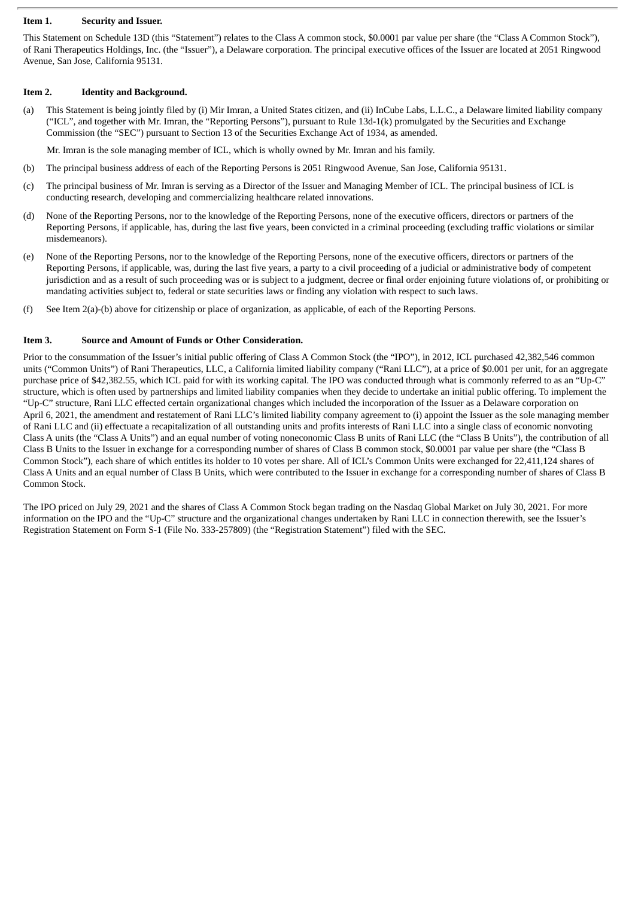### Item 1. Security and Issuer.

This Statement on Schedule 13D (this "Statement") relates to the Class A common stock, $0.0001 par value per share (the "Class A Common Stock"), of Rani Therapeutics Holdings, Inc. (the "Issuer"), a Delaware corporation. The principal executive offices of the Issuer are located at 2051 Ringwood Avenue, San Jose, California 95131.

### Item 2. Identity and Background.

(a) This Statement is being jointly filed by (i) Mir Imran, a United States citizen, and (ii) InCube Labs, L.L.C., a Delaware limited liability company ("ICL", and together with Mr. Imran, the "Reporting Persons"), pursuant to Rule 13d-1(k) promulgated by the Securities and Exchange Commission (the "SEC") pursuant to Section 13 of the Securities Exchange Act of 1934, as amended.

Mr. Imran is the sole managing member of ICL, which is wholly owned by Mr. Imran and his family.

(b) The principal business address of each of the Reporting Persons is 2051 Ringwood Avenue, San Jose, California 95131.

(c) The principal business of Mr. Imran is serving as a Director of the Issuer and Managing Member of ICL. The principal business of ICL is conducting research, developing and commercializing healthcare related innovations.

(d) None of the Reporting Persons, nor to the knowledge of the Reporting Persons, none of the executive officers, directors or partners of the Reporting Persons, if applicable, has, during the last five years, been convicted in a criminal proceeding (excluding traffic violations or similar misdemeanors).

(e) None of the Reporting Persons, nor to the knowledge of the Reporting Persons, none of the executive officers, directors or partners of the Reporting Persons, if applicable, was, during the last five years, a party to a civil proceeding of a judicial or administrative body of competent jurisdiction and as a result of such proceeding was or is subject to a judgment, decree or final order enjoining future violations of, or prohibiting or mandating activities subject to, federal or state securities laws or finding any violation with respect to such laws.

(f) See Item 2(a)-(b) above for citizenship or place of organization, as applicable, of each of the Reporting Persons.

### Item 3. Source and Amount of Funds or Other Consideration.

Prior to the consummation of the Issuer's initial public offering of Class A Common Stock (the "IPO"), in 2012, ICL purchased 42,382,546 common units ("Common Units") of Rani Therapeutics, LLC, a California limited liability company ("Rani LLC"), at a price of $0.001 per unit, for an aggregate purchase price of $42,382.55, which ICL paid for with its working capital. The IPO was conducted through what is commonly referred to as an "Up-C" structure, which is often used by partnerships and limited liability companies when they decide to undertake an initial public offering. To implement the "Up-C" structure, Rani LLC effected certain organizational changes which included the incorporation of the Issuer as a Delaware corporation on April 6, 2021, the amendment and restatement of Rani LLC's limited liability company agreement to (i) appoint the Issuer as the sole managing member of Rani LLC and (ii) effectuate a recapitalization of all outstanding units and profits interests of Rani LLC into a single class of economic nonvoting Class A units (the "Class A Units") and an equal number of voting noneconomic Class B units of Rani LLC (the "Class B Units"), the contribution of all Class B Units to the Issuer in exchange for a corresponding number of shares of Class B common stock, $0.0001 par value per share (the "Class B Common Stock"), each share of which entitles its holder to 10 votes per share. All of ICL's Common Units were exchanged for 22,411,124 shares of Class A Units and an equal number of Class B Units, which were contributed to the Issuer in exchange for a corresponding number of shares of Class B Common Stock.

The IPO priced on July 29, 2021 and the shares of Class A Common Stock began trading on the Nasdaq Global Market on July 30, 2021. For more information on the IPO and the "Up-C" structure and the organizational changes undertaken by Rani LLC in connection therewith, see the Issuer's Registration Statement on Form S-1 (File No. 333-257809) (the "Registration Statement") filed with the SEC.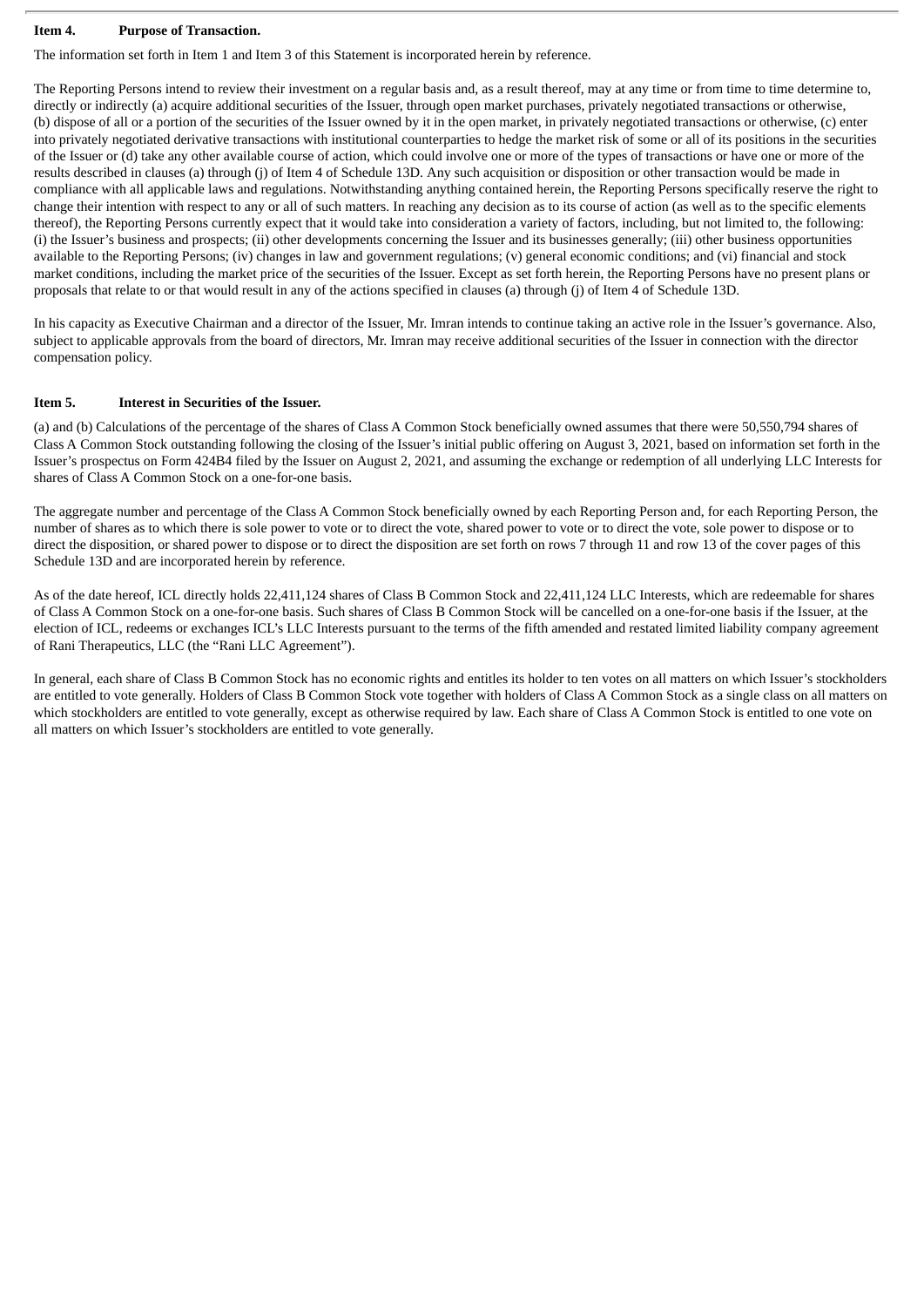**Item 4. Purpose of Transaction.**

The information set forth in Item 1 and Item 3 of this Statement is incorporated herein by reference.

The Reporting Persons intend to review their investment on a regular basis and, as a result thereof, may at any time or from time to time determine to, directly or indirectly (a) acquire additional securities of the Issuer, through open market purchases, privately negotiated transactions or otherwise, (b) dispose of all or a portion of the securities of the Issuer owned by it in the open market, in privately negotiated transactions or otherwise, (c) enter into privately negotiated derivative transactions with institutional counterparties to hedge the market risk of some or all of its positions in the securities of the Issuer or (d) take any other available course of action, which could involve one or more of the types of transactions or have one or more of the results described in clauses (a) through (j) of Item 4 of Schedule 13D. Any such acquisition or disposition or other transaction would be made in compliance with all applicable laws and regulations. Notwithstanding anything contained herein, the Reporting Persons specifically reserve the right to change their intention with respect to any or all of such matters. In reaching any decision as to its course of action (as well as to the specific elements thereof), the Reporting Persons currently expect that it would take into consideration a variety of factors, including, but not limited to, the following: (i) the Issuer's business and prospects; (ii) other developments concerning the Issuer and its businesses generally; (iii) other business opportunities available to the Reporting Persons; (iv) changes in law and government regulations; (v) general economic conditions; and (vi) financial and stock market conditions, including the market price of the securities of the Issuer. Except as set forth herein, the Reporting Persons have no present plans or proposals that relate to or that would result in any of the actions specified in clauses (a) through (j) of Item 4 of Schedule 13D.

In his capacity as Executive Chairman and a director of the Issuer, Mr. Imran intends to continue taking an active role in the Issuer's governance. Also, subject to applicable approvals from the board of directors, Mr. Imran may receive additional securities of the Issuer in connection with the director compensation policy.

**Item 5. Interest in Securities of the Issuer.**

(a) and (b) Calculations of the percentage of the shares of Class A Common Stock beneficially owned assumes that there were 50,550,794 shares of Class A Common Stock outstanding following the closing of the Issuer's initial public offering on August 3, 2021, based on information set forth in the Issuer's prospectus on Form 424B4 filed by the Issuer on August 2, 2021, and assuming the exchange or redemption of all underlying LLC Interests for shares of Class A Common Stock on a one-for-one basis.

The aggregate number and percentage of the Class A Common Stock beneficially owned by each Reporting Person and, for each Reporting Person, the number of shares as to which there is sole power to vote or to direct the vote, shared power to vote or to direct the vote, sole power to dispose or to direct the disposition, or shared power to dispose or to direct the disposition are set forth on rows 7 through 11 and row 13 of the cover pages of this Schedule 13D and are incorporated herein by reference.

As of the date hereof, ICL directly holds 22,411,124 shares of Class B Common Stock and 22,411,124 LLC Interests, which are redeemable for shares of Class A Common Stock on a one-for-one basis. Such shares of Class B Common Stock will be cancelled on a one-for-one basis if the Issuer, at the election of ICL, redeems or exchanges ICL's LLC Interests pursuant to the terms of the fifth amended and restated limited liability company agreement of Rani Therapeutics, LLC (the "Rani LLC Agreement").

In general, each share of Class B Common Stock has no economic rights and entitles its holder to ten votes on all matters on which Issuer's stockholders are entitled to vote generally. Holders of Class B Common Stock vote together with holders of Class A Common Stock as a single class on all matters on which stockholders are entitled to vote generally, except as otherwise required by law. Each share of Class A Common Stock is entitled to one vote on all matters on which Issuer's stockholders are entitled to vote generally.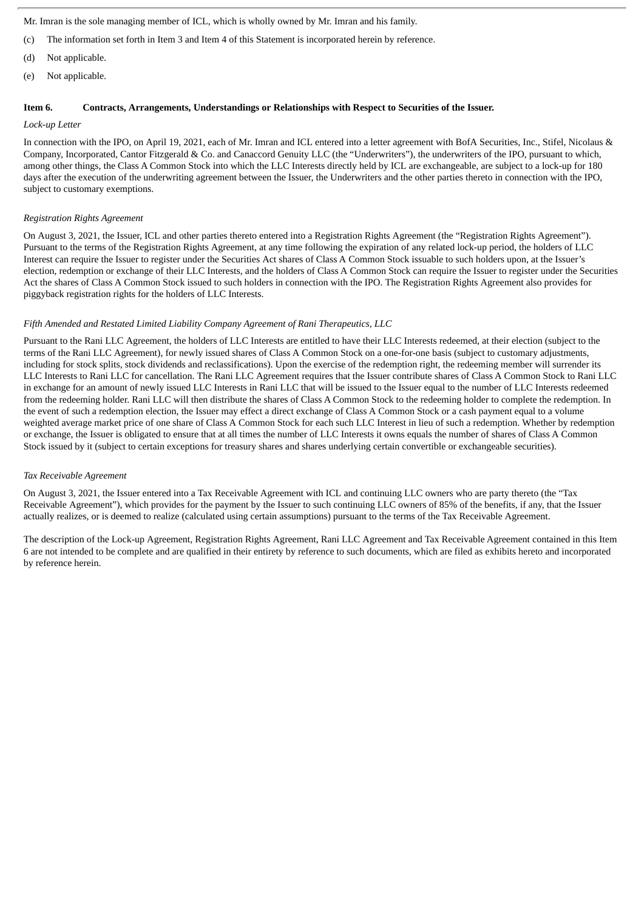Mr. Imran is the sole managing member of ICL, which is wholly owned by Mr. Imran and his family.

(c) The information set forth in Item 3 and Item 4 of this Statement is incorporated herein by reference.

(d) Not applicable.

(e) Not applicable.

**Item 6. Contracts, Arrangements, Understandings or Relationships with Respect to Securities of the Issuer.**

*Lock-up Letter*

In connection with the IPO, on April 19, 2021, each of Mr. Imran and ICL entered into a letter agreement with BofA Securities, Inc., Stifel, Nicolaus & Company, Incorporated, Cantor Fitzgerald & Co. and Canaccord Genuity LLC (the "Underwriters"), the underwriters of the IPO, pursuant to which, among other things, the Class A Common Stock into which the LLC Interests directly held by ICL are exchangeable, are subject to a lock-up for 180 days after the execution of the underwriting agreement between the Issuer, the Underwriters and the other parties thereto in connection with the IPO, subject to customary exemptions.

*Registration Rights Agreement*

On August 3, 2021, the Issuer, ICL and other parties thereto entered into a Registration Rights Agreement (the "Registration Rights Agreement"). Pursuant to the terms of the Registration Rights Agreement, at any time following the expiration of any related lock-up period, the holders of LLC Interest can require the Issuer to register under the Securities Act shares of Class A Common Stock issuable to such holders upon, at the Issuer's election, redemption or exchange of their LLC Interests, and the holders of Class A Common Stock can require the Issuer to register under the Securities Act the shares of Class A Common Stock issued to such holders in connection with the IPO. The Registration Rights Agreement also provides for piggyback registration rights for the holders of LLC Interests.

*Fifth Amended and Restated Limited Liability Company Agreement of Rani Therapeutics, LLC*

Pursuant to the Rani LLC Agreement, the holders of LLC Interests are entitled to have their LLC Interests redeemed, at their election (subject to the terms of the Rani LLC Agreement), for newly issued shares of Class A Common Stock on a one-for-one basis (subject to customary adjustments, including for stock splits, stock dividends and reclassifications). Upon the exercise of the redemption right, the redeeming member will surrender its LLC Interests to Rani LLC for cancellation. The Rani LLC Agreement requires that the Issuer contribute shares of Class A Common Stock to Rani LLC in exchange for an amount of newly issued LLC Interests in Rani LLC that will be issued to the Issuer equal to the number of LLC Interests redeemed from the redeeming holder. Rani LLC will then distribute the shares of Class A Common Stock to the redeeming holder to complete the redemption. In the event of such a redemption election, the Issuer may effect a direct exchange of Class A Common Stock or a cash payment equal to a volume weighted average market price of one share of Class A Common Stock for each such LLC Interest in lieu of such a redemption. Whether by redemption or exchange, the Issuer is obligated to ensure that at all times the number of LLC Interests it owns equals the number of shares of Class A Common Stock issued by it (subject to certain exceptions for treasury shares and shares underlying certain convertible or exchangeable securities).

*Tax Receivable Agreement*

On August 3, 2021, the Issuer entered into a Tax Receivable Agreement with ICL and continuing LLC owners who are party thereto (the "Tax Receivable Agreement"), which provides for the payment by the Issuer to such continuing LLC owners of 85% of the benefits, if any, that the Issuer actually realizes, or is deemed to realize (calculated using certain assumptions) pursuant to the terms of the Tax Receivable Agreement.

The description of the Lock-up Agreement, Registration Rights Agreement, Rani LLC Agreement and Tax Receivable Agreement contained in this Item 6 are not intended to be complete and are qualified in their entirety by reference to such documents, which are filed as exhibits hereto and incorporated by reference herein.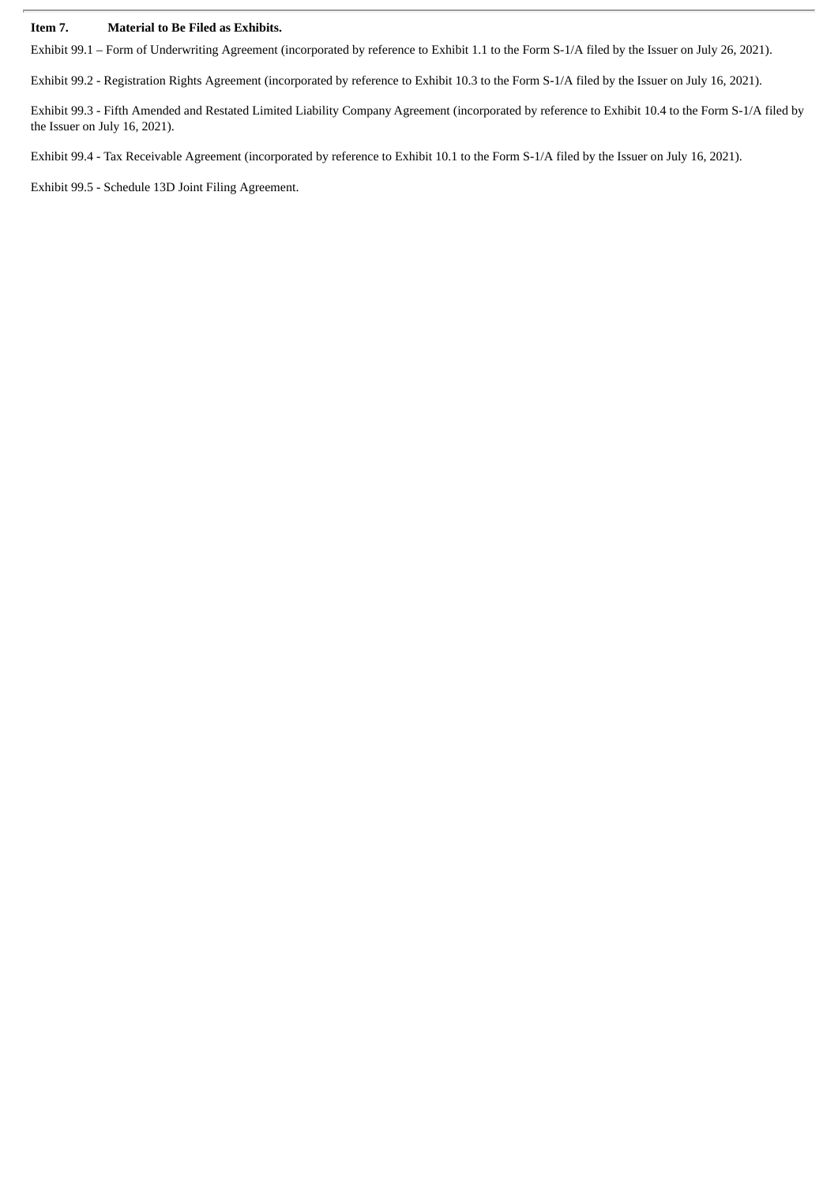**Item 7. Material to Be Filed as Exhibits.**

Exhibit 99.1 – Form of Underwriting Agreement (incorporated by reference to Exhibit 1.1 to the Form S-1/A filed by the Issuer on July 26, 2021).

Exhibit 99.2 - Registration Rights Agreement (incorporated by reference to Exhibit 10.3 to the Form S-1/A filed by the Issuer on July 16, 2021).

Exhibit 99.3 - Fifth Amended and Restated Limited Liability Company Agreement (incorporated by reference to Exhibit 10.4 to the Form S-1/A filed by the Issuer on July 16, 2021).

Exhibit 99.4 - Tax Receivable Agreement (incorporated by reference to Exhibit 10.1 to the Form S-1/A filed by the Issuer on July 16, 2021).

Exhibit 99.5 - Schedule 13D Joint Filing Agreement.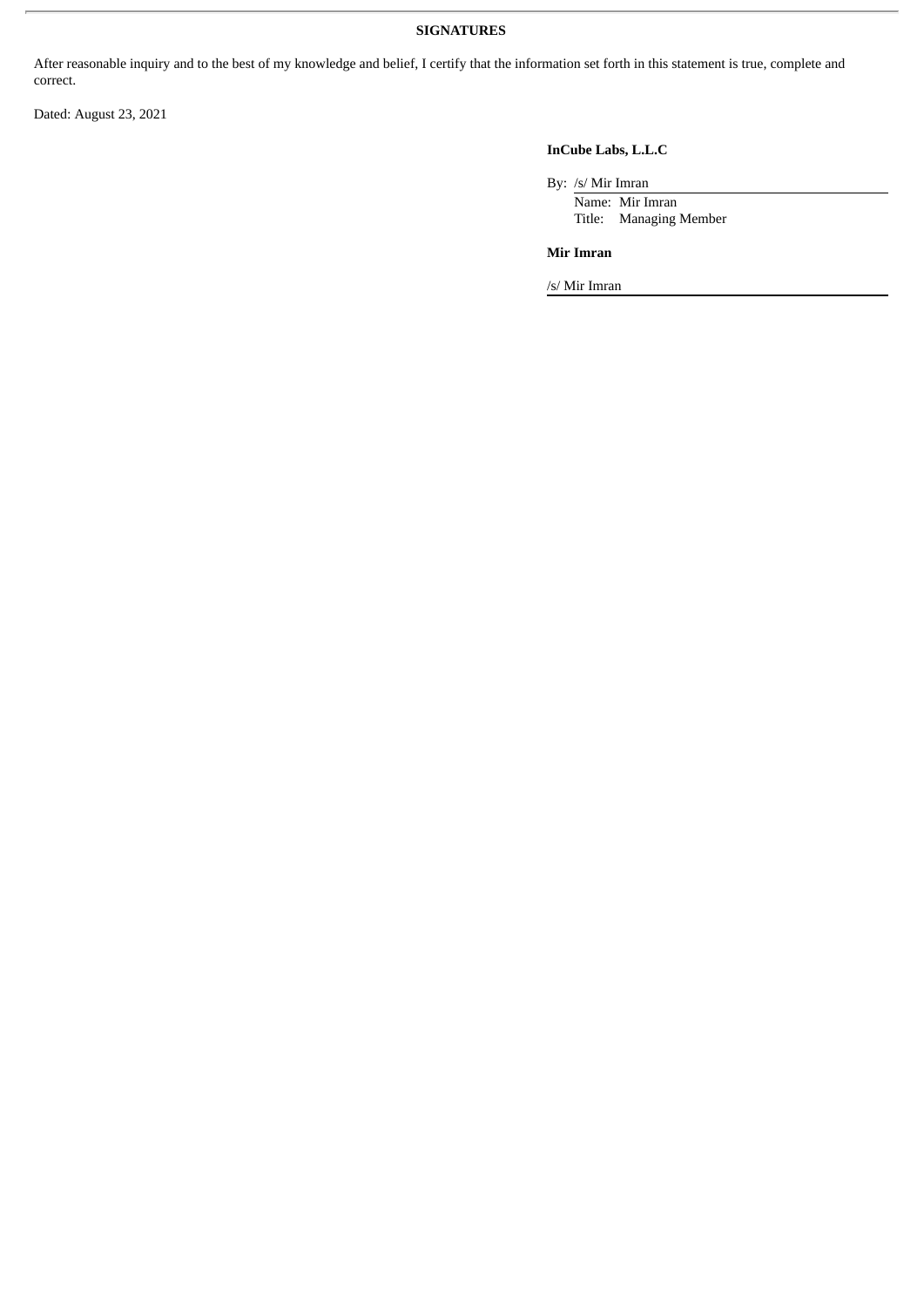## SIGNATURES

After reasonable inquiry and to the best of my knowledge and belief, I certify that the information set forth in this statement is true, complete and correct.

Dated: August 23, 2021

**InCube Labs, L.L.C**

By: /s/ Mir Imran
Name: Mir Imran
Title: Managing Member

**Mir Imran**

/s/ Mir Imran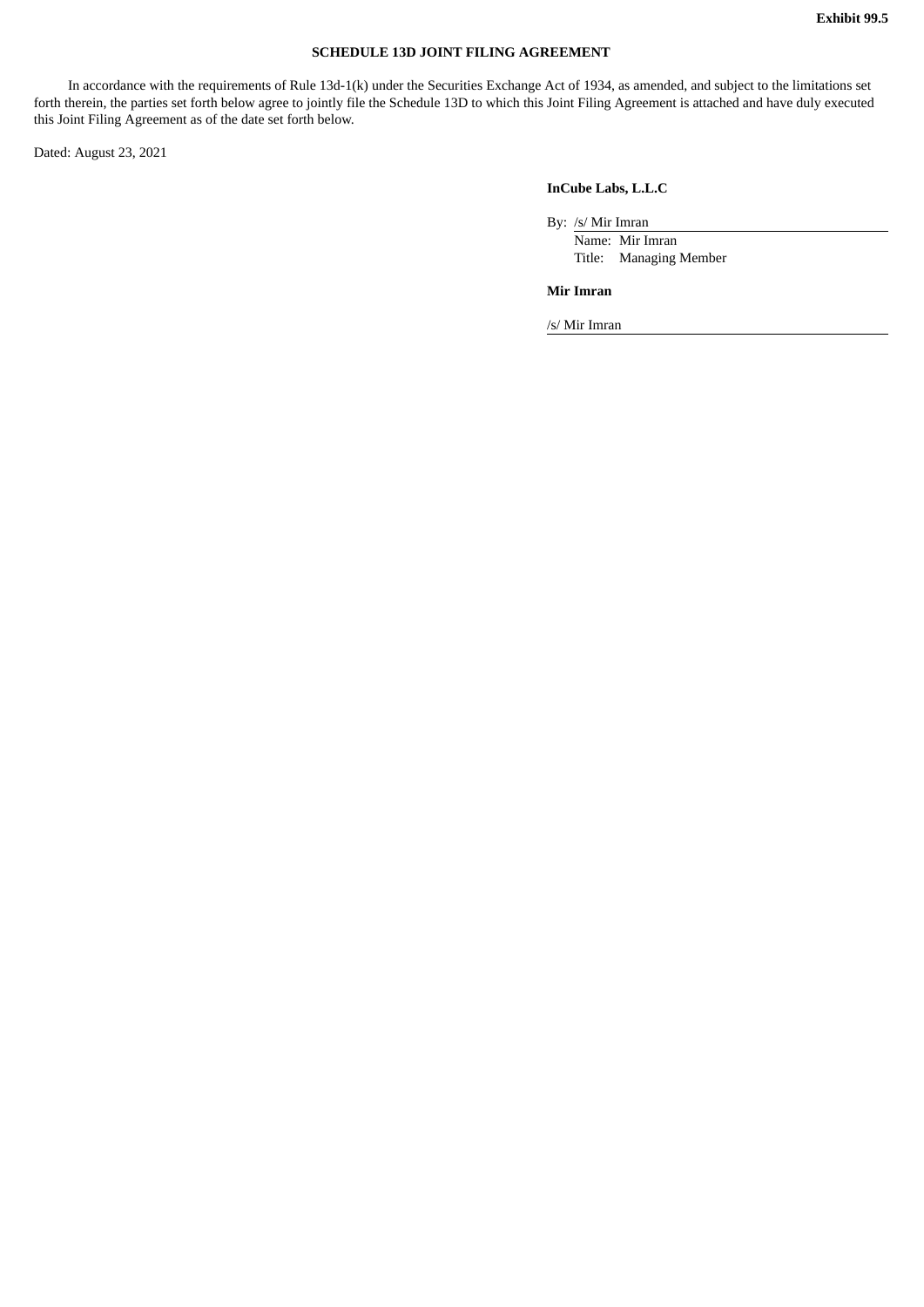**Exhibit 99.5**

**SCHEDULE 13D JOINT FILING AGREEMENT**

In accordance with the requirements of Rule 13d-1(k) under the Securities Exchange Act of 1934, as amended, and subject to the limitations set forth therein, the parties set forth below agree to jointly file the Schedule 13D to which this Joint Filing Agreement is attached and have duly executed this Joint Filing Agreement as of the date set forth below.

Dated: August 23, 2021

**InCube Labs, L.L.C**

By: /s/ Mir Imran

Name: Mir Imran

Title: Managing Member

**Mir Imran**

/s/ Mir Imran